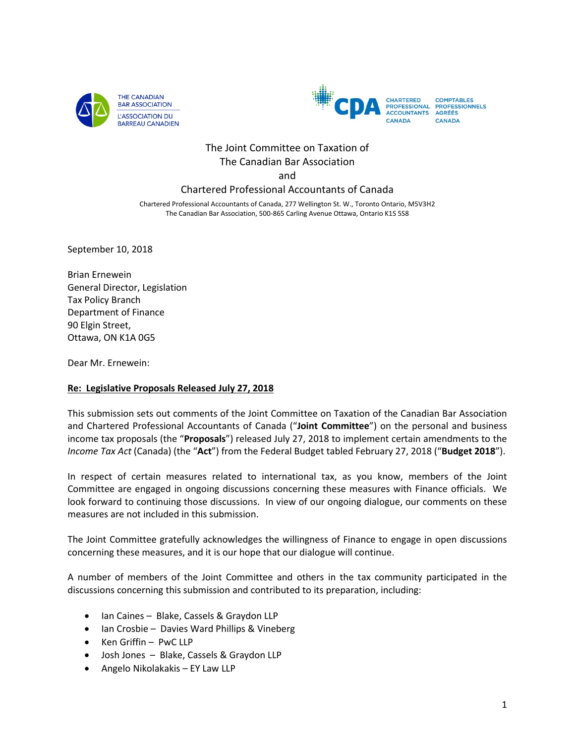THE CANADIAN BAR ASSOCIATION
L'ASSOCIATION DU BARREAU CANADIEN

CHARTERED PROFESSIONAL ACCOUNTANTS CANADA
COMPTABLES PROFESSIONNELS AGRÉÉS CANADA

The Joint Committee on Taxation of
The Canadian Bar Association
and
Chartered Professional Accountants of Canada

Chartered Professional Accountants of Canada, 277 Wellington St. W., Toronto Ontario, M5V3H2
The Canadian Bar Association, 500-865 Carling Avenue Ottawa, Ontario K1S 5S8

September 10, 2018

Brian Ernewein
General Director, Legislation
Tax Policy Branch
Department of Finance
90 Elgin Street,
Ottawa, ON K1A 0G5

Dear Mr. Ernewein:

**Re: Legislative Proposals Released July 27, 2018**

This submission sets out comments of the Joint Committee on Taxation of the Canadian Bar Association and Chartered Professional Accountants of Canada ("**Joint Committee**") on the personal and business income tax proposals (the "**Proposals**") released July 27, 2018 to implement certain amendments to the *Income Tax Act* (Canada) (the "**Act**") from the Federal Budget tabled February 27, 2018 ("**Budget 2018**").

In respect of certain measures related to international tax, as you know, members of the Joint Committee are engaged in ongoing discussions concerning these measures with Finance officials. We look forward to continuing those discussions. In view of our ongoing dialogue, our comments on these measures are not included in this submission.

The Joint Committee gratefully acknowledges the willingness of Finance to engage in open discussions concerning these measures, and it is our hope that our dialogue will continue.

A number of members of the Joint Committee and others in the tax community participated in the discussions concerning this submission and contributed to its preparation, including:

- Ian Caines – Blake, Cassels & Graydon LLP
- Ian Crosbie – Davies Ward Phillips & Vineberg
- Ken Griffin – PwC LLP
- Josh Jones – Blake, Cassels & Graydon LLP
- Angelo Nikolakakis – EY Law LLP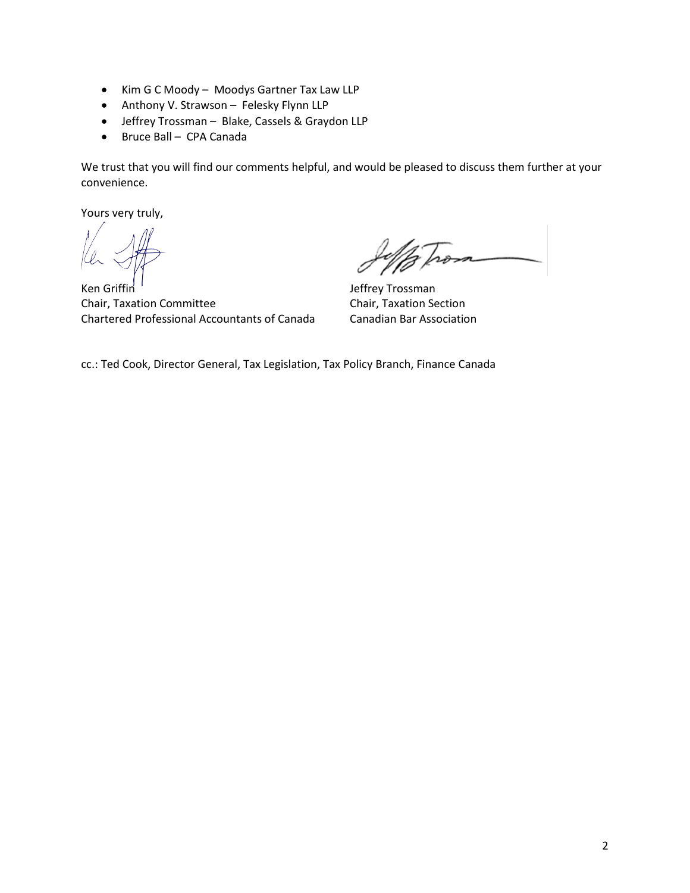- Kim G C Moody – Moodys Gartner Tax Law LLP
- Anthony V. Strawson – Felesky Flynn LLP
- Jeffrey Trossman – Blake, Cassels & Graydon LLP
- Bruce Ball – CPA Canada

We trust that you will find our comments helpful, and would be pleased to discuss them further at your convenience.

Yours very truly,

Ken Griffin
Chair, Taxation Committee
Chartered Professional Accountants of Canada

Jeffrey Trossman
Chair, Taxation Section
Canadian Bar Association

cc.: Ted Cook, Director General, Tax Legislation, Tax Policy Branch, Finance Canada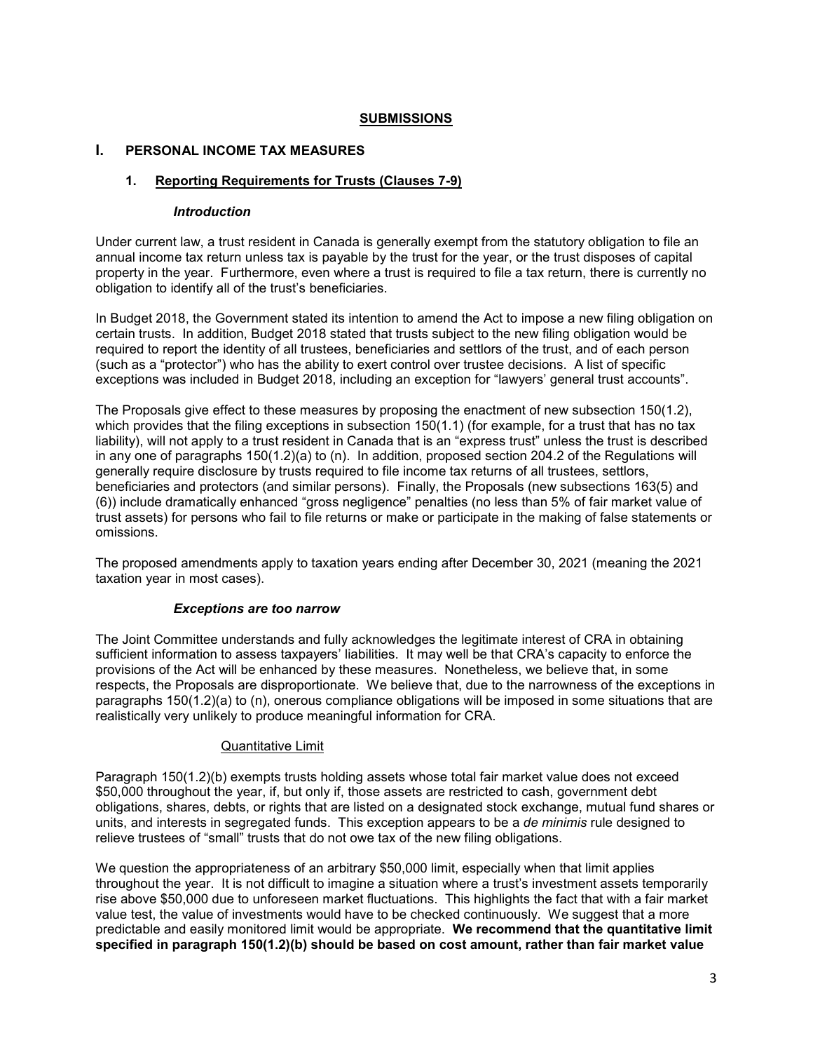## SUBMISSIONS

### I. PERSONAL INCOME TAX MEASURES

#### 1. Reporting Requirements for Trusts (Clauses 7-9)

***Introduction***

Under current law, a trust resident in Canada is generally exempt from the statutory obligation to file an annual income tax return unless tax is payable by the trust for the year, or the trust disposes of capital property in the year. Furthermore, even where a trust is required to file a tax return, there is currently no obligation to identify all of the trust's beneficiaries.

In Budget 2018, the Government stated its intention to amend the Act to impose a new filing obligation on certain trusts. In addition, Budget 2018 stated that trusts subject to the new filing obligation would be required to report the identity of all trustees, beneficiaries and settlors of the trust, and of each person (such as a "protector") who has the ability to exert control over trustee decisions. A list of specific exceptions was included in Budget 2018, including an exception for "lawyers' general trust accounts".

The Proposals give effect to these measures by proposing the enactment of new subsection 150(1.2), which provides that the filing exceptions in subsection 150(1.1) (for example, for a trust that has no tax liability), will not apply to a trust resident in Canada that is an "express trust" unless the trust is described in any one of paragraphs 150(1.2)(a) to (n). In addition, proposed section 204.2 of the Regulations will generally require disclosure by trusts required to file income tax returns of all trustees, settlors, beneficiaries and protectors (and similar persons). Finally, the Proposals (new subsections 163(5) and (6)) include dramatically enhanced "gross negligence" penalties (no less than 5% of fair market value of trust assets) for persons who fail to file returns or make or participate in the making of false statements or omissions.

The proposed amendments apply to taxation years ending after December 30, 2021 (meaning the 2021 taxation year in most cases).

***Exceptions are too narrow***

The Joint Committee understands and fully acknowledges the legitimate interest of CRA in obtaining sufficient information to assess taxpayers' liabilities. It may well be that CRA's capacity to enforce the provisions of the Act will be enhanced by these measures. Nonetheless, we believe that, in some respects, the Proposals are disproportionate. We believe that, due to the narrowness of the exceptions in paragraphs 150(1.2)(a) to (n), onerous compliance obligations will be imposed in some situations that are realistically very unlikely to produce meaningful information for CRA.

Quantitative Limit

Paragraph 150(1.2)(b) exempts trusts holding assets whose total fair market value does not exceed $50,000 throughout the year, if, but only if, those assets are restricted to cash, government debt obligations, shares, debts, or rights that are listed on a designated stock exchange, mutual fund shares or units, and interests in segregated funds. This exception appears to be a *de minimis* rule designed to relieve trustees of "small" trusts that do not owe tax of the new filing obligations.

We question the appropriateness of an arbitrary $50,000 limit, especially when that limit applies throughout the year. It is not difficult to imagine a situation where a trust's investment assets temporarily rise above $50,000 due to unforeseen market fluctuations. This highlights the fact that with a fair market value test, the value of investments would have to be checked continuously. We suggest that a more predictable and easily monitored limit would be appropriate. **We recommend that the quantitative limit specified in paragraph 150(1.2)(b) should be based on cost amount, rather than fair market value**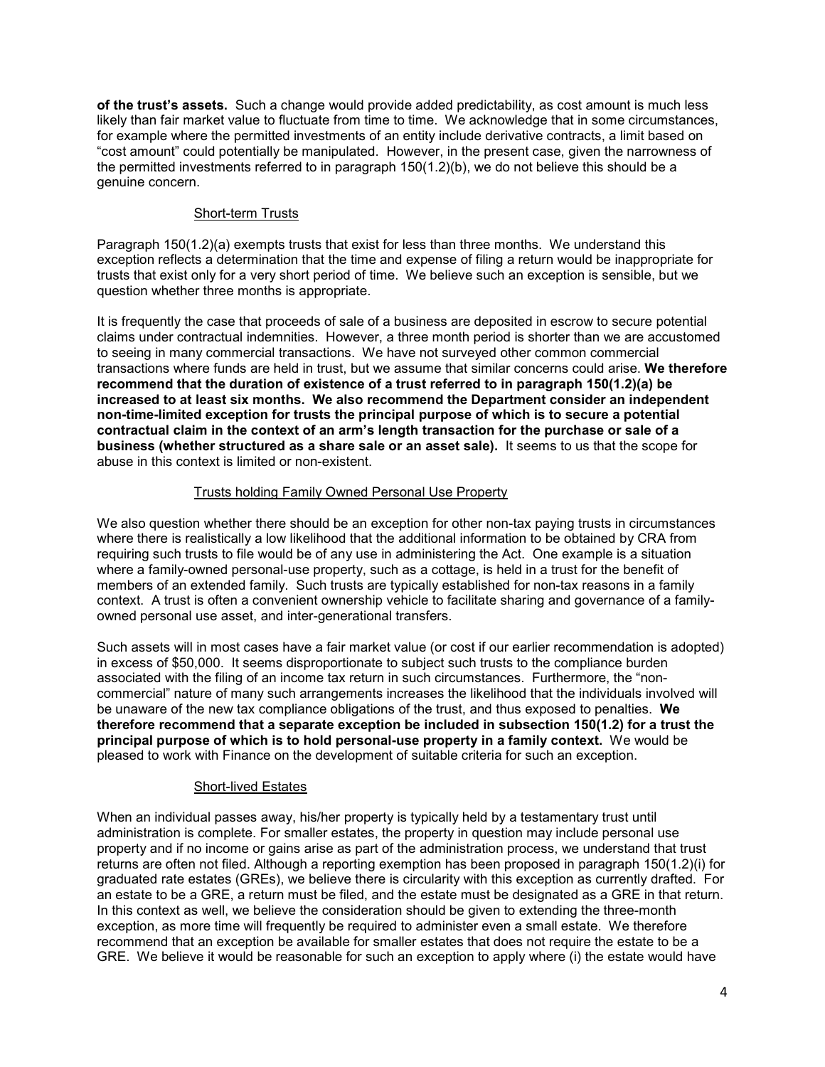**of the trust's assets.** Such a change would provide added predictability, as cost amount is much less likely than fair market value to fluctuate from time to time. We acknowledge that in some circumstances, for example where the permitted investments of an entity include derivative contracts, a limit based on "cost amount" could potentially be manipulated. However, in the present case, given the narrowness of the permitted investments referred to in paragraph 150(1.2)(b), we do not believe this should be a genuine concern.

### Short-term Trusts

Paragraph 150(1.2)(a) exempts trusts that exist for less than three months. We understand this exception reflects a determination that the time and expense of filing a return would be inappropriate for trusts that exist only for a very short period of time. We believe such an exception is sensible, but we question whether three months is appropriate.

It is frequently the case that proceeds of sale of a business are deposited in escrow to secure potential claims under contractual indemnities. However, a three month period is shorter than we are accustomed to seeing in many commercial transactions. We have not surveyed other common commercial transactions where funds are held in trust, but we assume that similar concerns could arise. **We therefore recommend that the duration of existence of a trust referred to in paragraph 150(1.2)(a) be increased to at least six months. We also recommend the Department consider an independent non-time-limited exception for trusts the principal purpose of which is to secure a potential contractual claim in the context of an arm's length transaction for the purchase or sale of a business (whether structured as a share sale or an asset sale).** It seems to us that the scope for abuse in this context is limited or non-existent.

### Trusts holding Family Owned Personal Use Property

We also question whether there should be an exception for other non-tax paying trusts in circumstances where there is realistically a low likelihood that the additional information to be obtained by CRA from requiring such trusts to file would be of any use in administering the Act. One example is a situation where a family-owned personal-use property, such as a cottage, is held in a trust for the benefit of members of an extended family. Such trusts are typically established for non-tax reasons in a family context. A trust is often a convenient ownership vehicle to facilitate sharing and governance of a family-owned personal use asset, and inter-generational transfers.

Such assets will in most cases have a fair market value (or cost if our earlier recommendation is adopted) in excess of $50,000. It seems disproportionate to subject such trusts to the compliance burden associated with the filing of an income tax return in such circumstances. Furthermore, the "non-commercial" nature of many such arrangements increases the likelihood that the individuals involved will be unaware of the new tax compliance obligations of the trust, and thus exposed to penalties. **We therefore recommend that a separate exception be included in subsection 150(1.2) for a trust the principal purpose of which is to hold personal-use property in a family context.** We would be pleased to work with Finance on the development of suitable criteria for such an exception.

### Short-lived Estates

When an individual passes away, his/her property is typically held by a testamentary trust until administration is complete. For smaller estates, the property in question may include personal use property and if no income or gains arise as part of the administration process, we understand that trust returns are often not filed. Although a reporting exemption has been proposed in paragraph 150(1.2)(i) for graduated rate estates (GREs), we believe there is circularity with this exception as currently drafted. For an estate to be a GRE, a return must be filed, and the estate must be designated as a GRE in that return. In this context as well, we believe the consideration should be given to extending the three-month exception, as more time will frequently be required to administer even a small estate. We therefore recommend that an exception be available for smaller estates that does not require the estate to be a GRE. We believe it would be reasonable for such an exception to apply where (i) the estate would have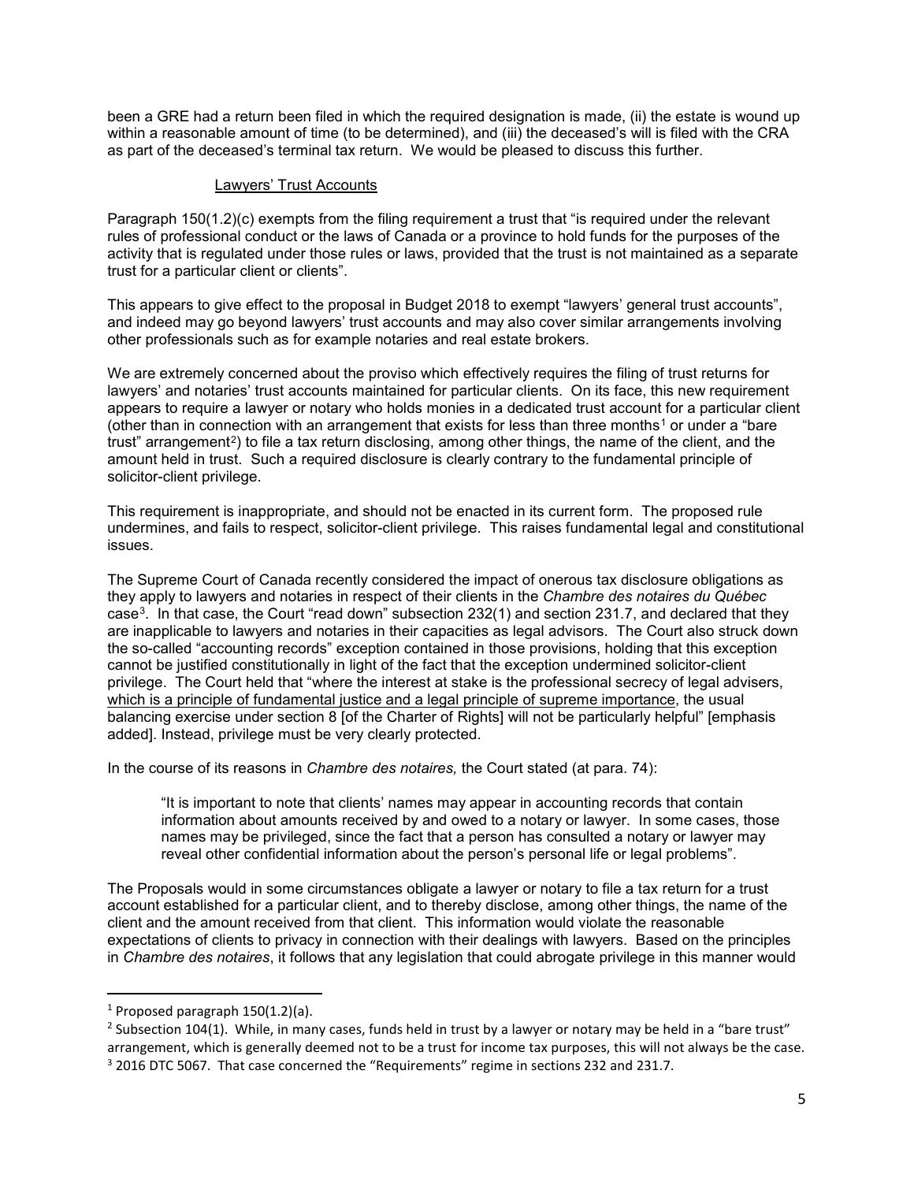been a GRE had a return been filed in which the required designation is made, (ii) the estate is wound up within a reasonable amount of time (to be determined), and (iii) the deceased's will is filed with the CRA as part of the deceased's terminal tax return. We would be pleased to discuss this further.

### Lawyers' Trust Accounts

Paragraph 150(1.2)(c) exempts from the filing requirement a trust that "is required under the relevant rules of professional conduct or the laws of Canada or a province to hold funds for the purposes of the activity that is regulated under those rules or laws, provided that the trust is not maintained as a separate trust for a particular client or clients".

This appears to give effect to the proposal in Budget 2018 to exempt "lawyers' general trust accounts", and indeed may go beyond lawyers' trust accounts and may also cover similar arrangements involving other professionals such as for example notaries and real estate brokers.

We are extremely concerned about the proviso which effectively requires the filing of trust returns for lawyers' and notaries' trust accounts maintained for particular clients. On its face, this new requirement appears to require a lawyer or notary who holds monies in a dedicated trust account for a particular client (other than in connection with an arrangement that exists for less than three months[1] or under a "bare trust" arrangement[2]) to file a tax return disclosing, among other things, the name of the client, and the amount held in trust. Such a required disclosure is clearly contrary to the fundamental principle of solicitor-client privilege.

This requirement is inappropriate, and should not be enacted in its current form. The proposed rule undermines, and fails to respect, solicitor-client privilege. This raises fundamental legal and constitutional issues.

The Supreme Court of Canada recently considered the impact of onerous tax disclosure obligations as they apply to lawyers and notaries in respect of their clients in the *Chambre des notaires du Québec* case[3]. In that case, the Court "read down" subsection 232(1) and section 231.7, and declared that they are inapplicable to lawyers and notaries in their capacities as legal advisors. The Court also struck down the so-called "accounting records" exception contained in those provisions, holding that this exception cannot be justified constitutionally in light of the fact that the exception undermined solicitor-client privilege. The Court held that "where the interest at stake is the professional secrecy of legal advisers, <u>which is a principle of fundamental justice and a legal principle of supreme importance</u>, the usual balancing exercise under section 8 [of the Charter of Rights] will not be particularly helpful" [emphasis added]. Instead, privilege must be very clearly protected.

In the course of its reasons in *Chambre des notaires,* the Court stated (at para. 74):

> "It is important to note that clients' names may appear in accounting records that contain information about amounts received by and owed to a notary or lawyer. In some cases, those names may be privileged, since the fact that a person has consulted a notary or lawyer may reveal other confidential information about the person's personal life or legal problems".

The Proposals would in some circumstances obligate a lawyer or notary to file a tax return for a trust account established for a particular client, and to thereby disclose, among other things, the name of the client and the amount received from that client. This information would violate the reasonable expectations of clients to privacy in connection with their dealings with lawyers. Based on the principles in *Chambre des notaires*, it follows that any legislation that could abrogate privilege in this manner would

---

[1] Proposed paragraph 150(1.2)(a).

[2] Subsection 104(1). While, in many cases, funds held in trust by a lawyer or notary may be held in a "bare trust" arrangement, which is generally deemed not to be a trust for income tax purposes, this will not always be the case.

[3] 2016 DTC 5067. That case concerned the "Requirements" regime in sections 232 and 231.7.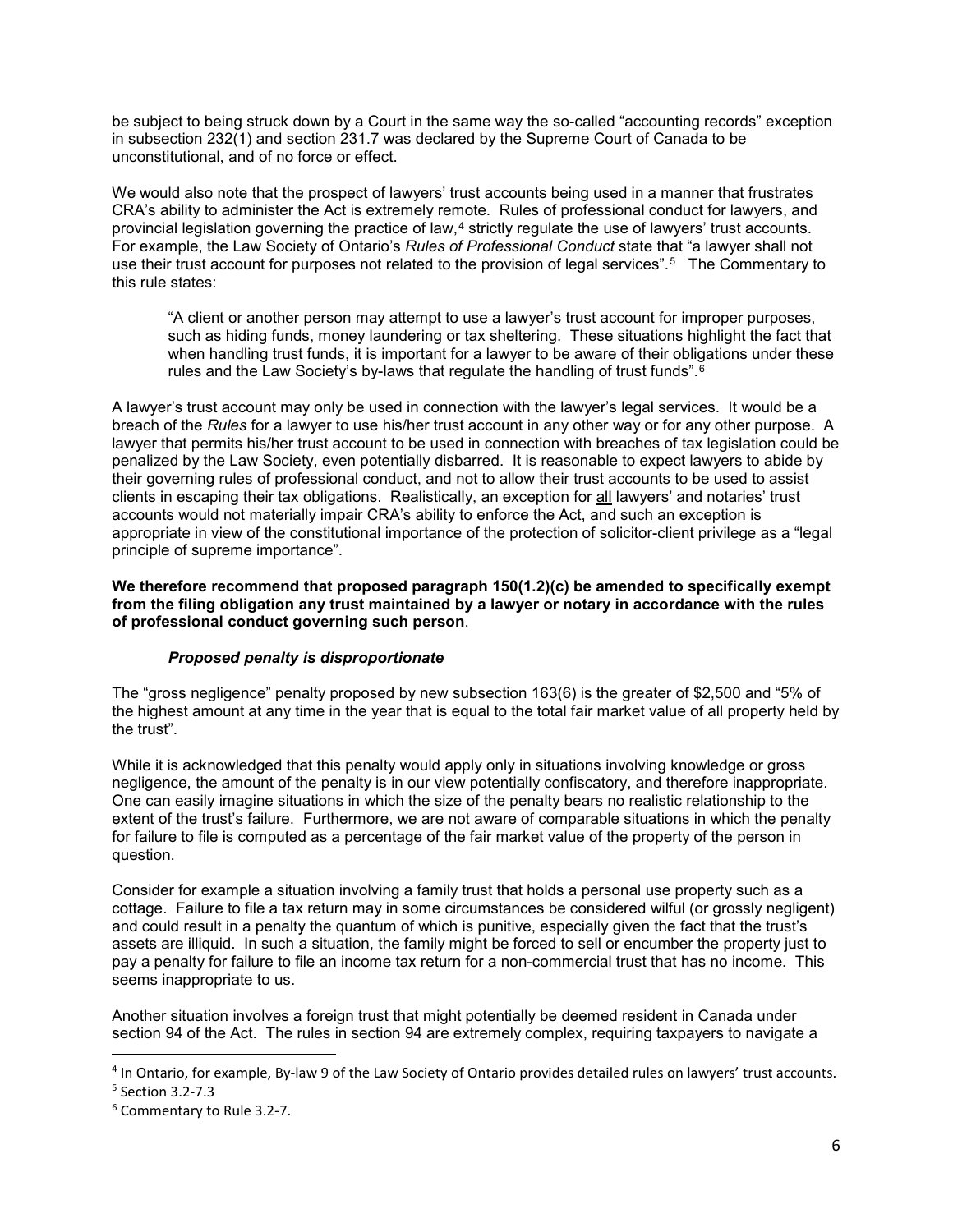be subject to being struck down by a Court in the same way the so-called "accounting records" exception in subsection 232(1) and section 231.7 was declared by the Supreme Court of Canada to be unconstitutional, and of no force or effect.

We would also note that the prospect of lawyers' trust accounts being used in a manner that frustrates CRA's ability to administer the Act is extremely remote. Rules of professional conduct for lawyers, and provincial legislation governing the practice of law,[4] strictly regulate the use of lawyers' trust accounts. For example, the Law Society of Ontario's *Rules of Professional Conduct* state that "a lawyer shall not use their trust account for purposes not related to the provision of legal services".[5] The Commentary to this rule states:

> "A client or another person may attempt to use a lawyer's trust account for improper purposes, such as hiding funds, money laundering or tax sheltering. These situations highlight the fact that when handling trust funds, it is important for a lawyer to be aware of their obligations under these rules and the Law Society's by-laws that regulate the handling of trust funds".[6]

A lawyer's trust account may only be used in connection with the lawyer's legal services. It would be a breach of the *Rules* for a lawyer to use his/her trust account in any other way or for any other purpose. A lawyer that permits his/her trust account to be used in connection with breaches of tax legislation could be penalized by the Law Society, even potentially disbarred. It is reasonable to expect lawyers to abide by their governing rules of professional conduct, and not to allow their trust accounts to be used to assist clients in escaping their tax obligations. Realistically, an exception for all lawyers' and notaries' trust accounts would not materially impair CRA's ability to enforce the Act, and such an exception is appropriate in view of the constitutional importance of the protection of solicitor-client privilege as a "legal principle of supreme importance".

**We therefore recommend that proposed paragraph 150(1.2)(c) be amended to specifically exempt from the filing obligation any trust maintained by a lawyer or notary in accordance with the rules of professional conduct governing such person**.

### *Proposed penalty is disproportionate*

The "gross negligence" penalty proposed by new subsection 163(6) is the greater of \$2,500 and "5% of the highest amount at any time in the year that is equal to the total fair market value of all property held by the trust".

While it is acknowledged that this penalty would apply only in situations involving knowledge or gross negligence, the amount of the penalty is in our view potentially confiscatory, and therefore inappropriate. One can easily imagine situations in which the size of the penalty bears no realistic relationship to the extent of the trust's failure. Furthermore, we are not aware of comparable situations in which the penalty for failure to file is computed as a percentage of the fair market value of the property of the person in question.

Consider for example a situation involving a family trust that holds a personal use property such as a cottage. Failure to file a tax return may in some circumstances be considered wilful (or grossly negligent) and could result in a penalty the quantum of which is punitive, especially given the fact that the trust's assets are illiquid. In such a situation, the family might be forced to sell or encumber the property just to pay a penalty for failure to file an income tax return for a non-commercial trust that has no income. This seems inappropriate to us.

Another situation involves a foreign trust that might potentially be deemed resident in Canada under section 94 of the Act. The rules in section 94 are extremely complex, requiring taxpayers to navigate a

[4] In Ontario, for example, By-law 9 of the Law Society of Ontario provides detailed rules on lawyers' trust accounts.

[5] Section 3.2-7.3

[6] Commentary to Rule 3.2-7.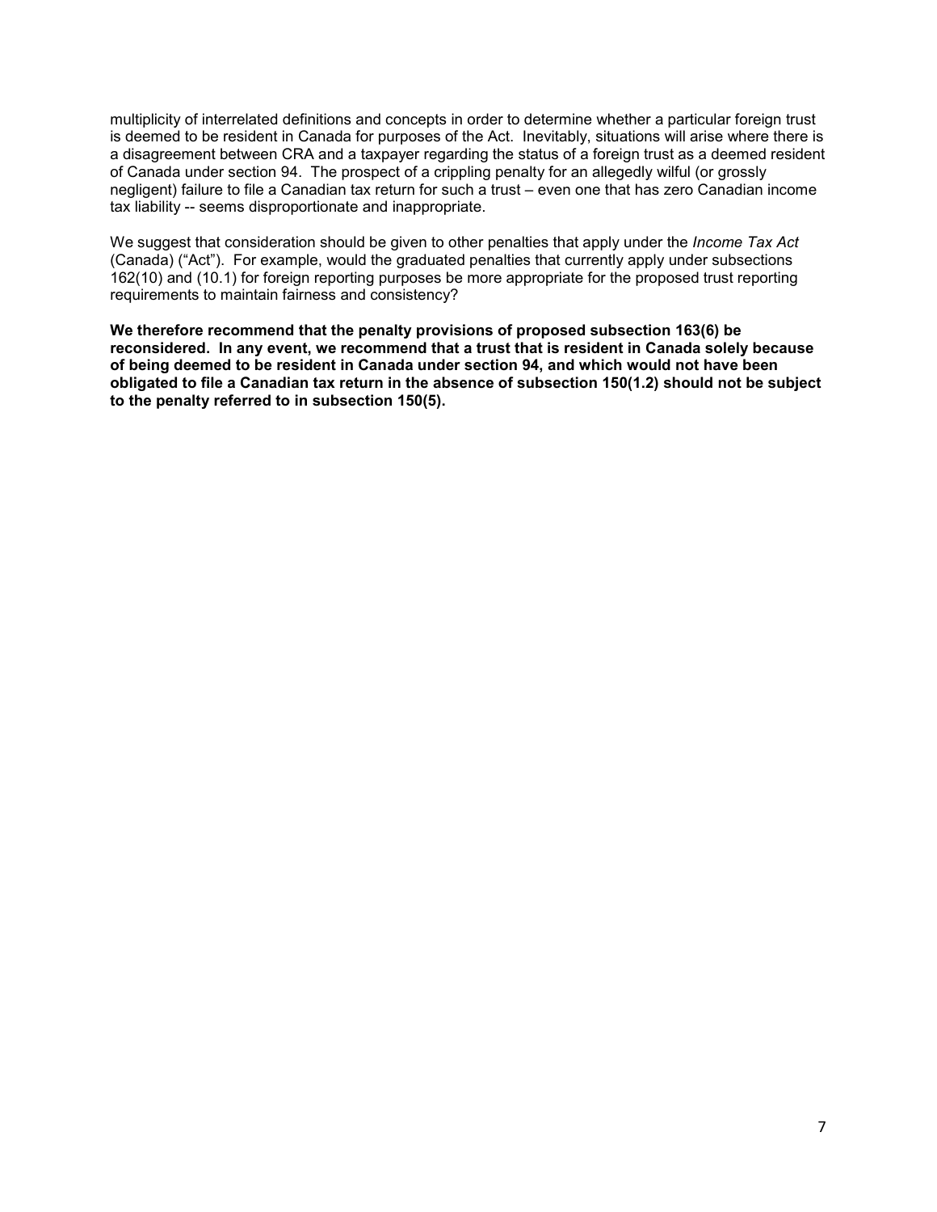multiplicity of interrelated definitions and concepts in order to determine whether a particular foreign trust is deemed to be resident in Canada for purposes of the Act. Inevitably, situations will arise where there is a disagreement between CRA and a taxpayer regarding the status of a foreign trust as a deemed resident of Canada under section 94. The prospect of a crippling penalty for an allegedly wilful (or grossly negligent) failure to file a Canadian tax return for such a trust – even one that has zero Canadian income tax liability -- seems disproportionate and inappropriate.

We suggest that consideration should be given to other penalties that apply under the *Income Tax Act* (Canada) ("Act"). For example, would the graduated penalties that currently apply under subsections 162(10) and (10.1) for foreign reporting purposes be more appropriate for the proposed trust reporting requirements to maintain fairness and consistency?

**We therefore recommend that the penalty provisions of proposed subsection 163(6) be reconsidered. In any event, we recommend that a trust that is resident in Canada solely because of being deemed to be resident in Canada under section 94, and which would not have been obligated to file a Canadian tax return in the absence of subsection 150(1.2) should not be subject to the penalty referred to in subsection 150(5).**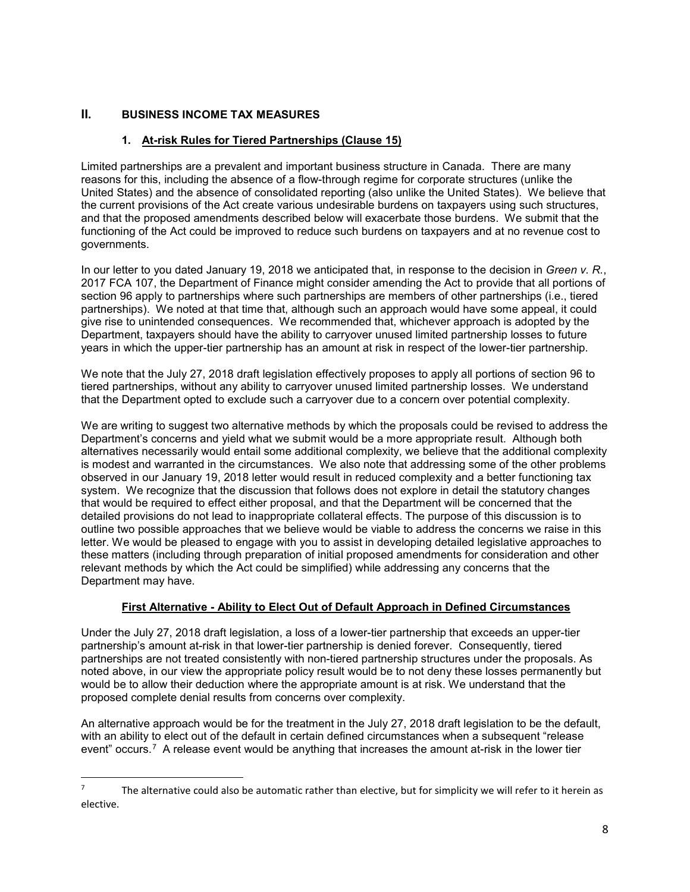## II. BUSINESS INCOME TAX MEASURES

### 1. At-risk Rules for Tiered Partnerships (Clause 15)

Limited partnerships are a prevalent and important business structure in Canada. There are many reasons for this, including the absence of a flow-through regime for corporate structures (unlike the United States) and the absence of consolidated reporting (also unlike the United States). We believe that the current provisions of the Act create various undesirable burdens on taxpayers using such structures, and that the proposed amendments described below will exacerbate those burdens. We submit that the functioning of the Act could be improved to reduce such burdens on taxpayers and at no revenue cost to governments.

In our letter to you dated January 19, 2018 we anticipated that, in response to the decision in *Green v. R.*, 2017 FCA 107, the Department of Finance might consider amending the Act to provide that all portions of section 96 apply to partnerships where such partnerships are members of other partnerships (i.e., tiered partnerships). We noted at that time that, although such an approach would have some appeal, it could give rise to unintended consequences. We recommended that, whichever approach is adopted by the Department, taxpayers should have the ability to carryover unused limited partnership losses to future years in which the upper-tier partnership has an amount at risk in respect of the lower-tier partnership.

We note that the July 27, 2018 draft legislation effectively proposes to apply all portions of section 96 to tiered partnerships, without any ability to carryover unused limited partnership losses. We understand that the Department opted to exclude such a carryover due to a concern over potential complexity.

We are writing to suggest two alternative methods by which the proposals could be revised to address the Department's concerns and yield what we submit would be a more appropriate result. Although both alternatives necessarily would entail some additional complexity, we believe that the additional complexity is modest and warranted in the circumstances. We also note that addressing some of the other problems observed in our January 19, 2018 letter would result in reduced complexity and a better functioning tax system. We recognize that the discussion that follows does not explore in detail the statutory changes that would be required to effect either proposal, and that the Department will be concerned that the detailed provisions do not lead to inappropriate collateral effects. The purpose of this discussion is to outline two possible approaches that we believe would be viable to address the concerns we raise in this letter. We would be pleased to engage with you to assist in developing detailed legislative approaches to these matters (including through preparation of initial proposed amendments for consideration and other relevant methods by which the Act could be simplified) while addressing any concerns that the Department may have.

**First Alternative - Ability to Elect Out of Default Approach in Defined Circumstances**

Under the July 27, 2018 draft legislation, a loss of a lower-tier partnership that exceeds an upper-tier partnership's amount at-risk in that lower-tier partnership is denied forever. Consequently, tiered partnerships are not treated consistently with non-tiered partnership structures under the proposals. As noted above, in our view the appropriate policy result would be to not deny these losses permanently but would be to allow their deduction where the appropriate amount is at risk. We understand that the proposed complete denial results from concerns over complexity.

An alternative approach would be for the treatment in the July 27, 2018 draft legislation to be the default, with an ability to elect out of the default in certain defined circumstances when a subsequent "release event" occurs.[7] A release event would be anything that increases the amount at-risk in the lower tier

[7] The alternative could also be automatic rather than elective, but for simplicity we will refer to it herein as elective.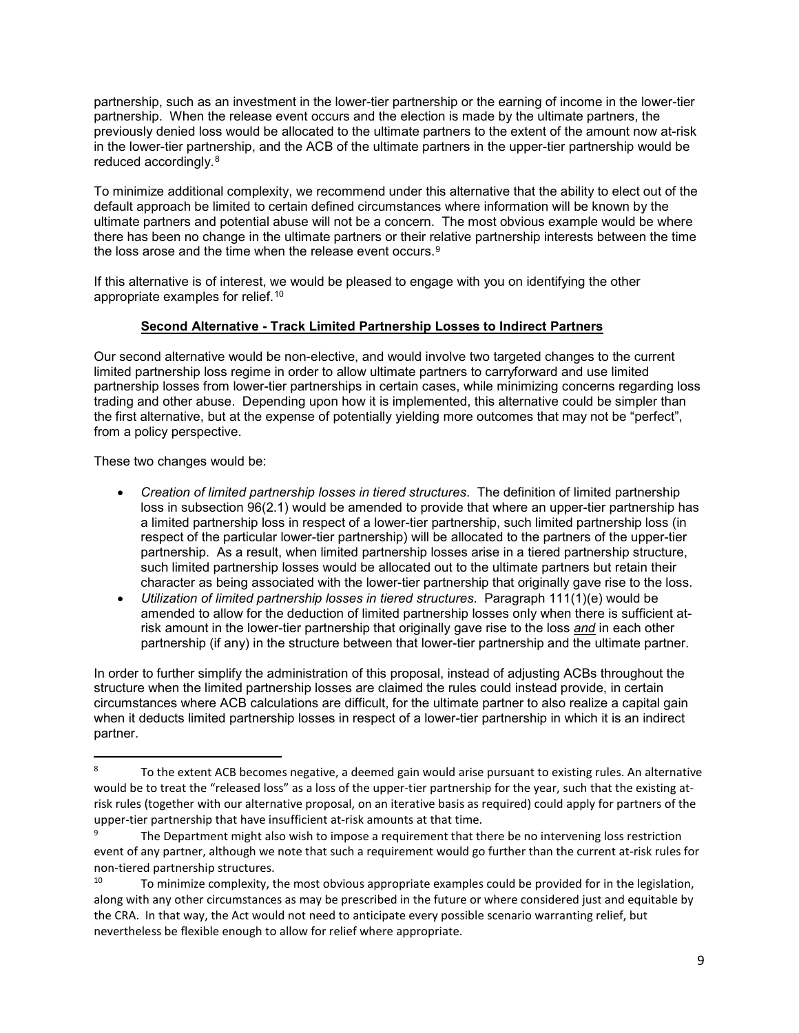partnership, such as an investment in the lower-tier partnership or the earning of income in the lower-tier partnership. When the release event occurs and the election is made by the ultimate partners, the previously denied loss would be allocated to the ultimate partners to the extent of the amount now at-risk in the lower-tier partnership, and the ACB of the ultimate partners in the upper-tier partnership would be reduced accordingly.[8]

To minimize additional complexity, we recommend under this alternative that the ability to elect out of the default approach be limited to certain defined circumstances where information will be known by the ultimate partners and potential abuse will not be a concern. The most obvious example would be where there has been no change in the ultimate partners or their relative partnership interests between the time the loss arose and the time when the release event occurs.[9]

If this alternative is of interest, we would be pleased to engage with you on identifying the other appropriate examples for relief.[10]

## Second Alternative - Track Limited Partnership Losses to Indirect Partners

Our second alternative would be non-elective, and would involve two targeted changes to the current limited partnership loss regime in order to allow ultimate partners to carryforward and use limited partnership losses from lower-tier partnerships in certain cases, while minimizing concerns regarding loss trading and other abuse. Depending upon how it is implemented, this alternative could be simpler than the first alternative, but at the expense of potentially yielding more outcomes that may not be "perfect", from a policy perspective.

These two changes would be:

- *Creation of limited partnership losses in tiered structures*. The definition of limited partnership loss in subsection 96(2.1) would be amended to provide that where an upper-tier partnership has a limited partnership loss in respect of a lower-tier partnership, such limited partnership loss (in respect of the particular lower-tier partnership) will be allocated to the partners of the upper-tier partnership. As a result, when limited partnership losses arise in a tiered partnership structure, such limited partnership losses would be allocated out to the ultimate partners but retain their character as being associated with the lower-tier partnership that originally gave rise to the loss.
- *Utilization of limited partnership losses in tiered structures*. Paragraph 111(1)(e) would be amended to allow for the deduction of limited partnership losses only when there is sufficient at-risk amount in the lower-tier partnership that originally gave rise to the loss ***and*** in each other partnership (if any) in the structure between that lower-tier partnership and the ultimate partner.

In order to further simplify the administration of this proposal, instead of adjusting ACBs throughout the structure when the limited partnership losses are claimed the rules could instead provide, in certain circumstances where ACB calculations are difficult, for the ultimate partner to also realize a capital gain when it deducts limited partnership losses in respect of a lower-tier partnership in which it is an indirect partner.

---

[8] To the extent ACB becomes negative, a deemed gain would arise pursuant to existing rules. An alternative would be to treat the "released loss" as a loss of the upper-tier partnership for the year, such that the existing at-risk rules (together with our alternative proposal, on an iterative basis as required) could apply for partners of the upper-tier partnership that have insufficient at-risk amounts at that time.

[9] The Department might also wish to impose a requirement that there be no intervening loss restriction event of any partner, although we note that such a requirement would go further than the current at-risk rules for non-tiered partnership structures.

[10] To minimize complexity, the most obvious appropriate examples could be provided for in the legislation, along with any other circumstances as may be prescribed in the future or where considered just and equitable by the CRA. In that way, the Act would not need to anticipate every possible scenario warranting relief, but nevertheless be flexible enough to allow for relief where appropriate.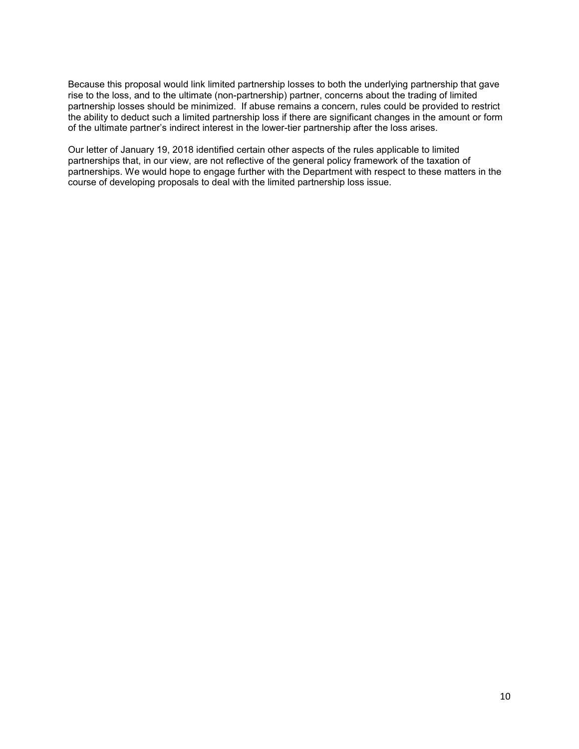Because this proposal would link limited partnership losses to both the underlying partnership that gave rise to the loss, and to the ultimate (non-partnership) partner, concerns about the trading of limited partnership losses should be minimized. If abuse remains a concern, rules could be provided to restrict the ability to deduct such a limited partnership loss if there are significant changes in the amount or form of the ultimate partner's indirect interest in the lower-tier partnership after the loss arises.

Our letter of January 19, 2018 identified certain other aspects of the rules applicable to limited partnerships that, in our view, are not reflective of the general policy framework of the taxation of partnerships. We would hope to engage further with the Department with respect to these matters in the course of developing proposals to deal with the limited partnership loss issue.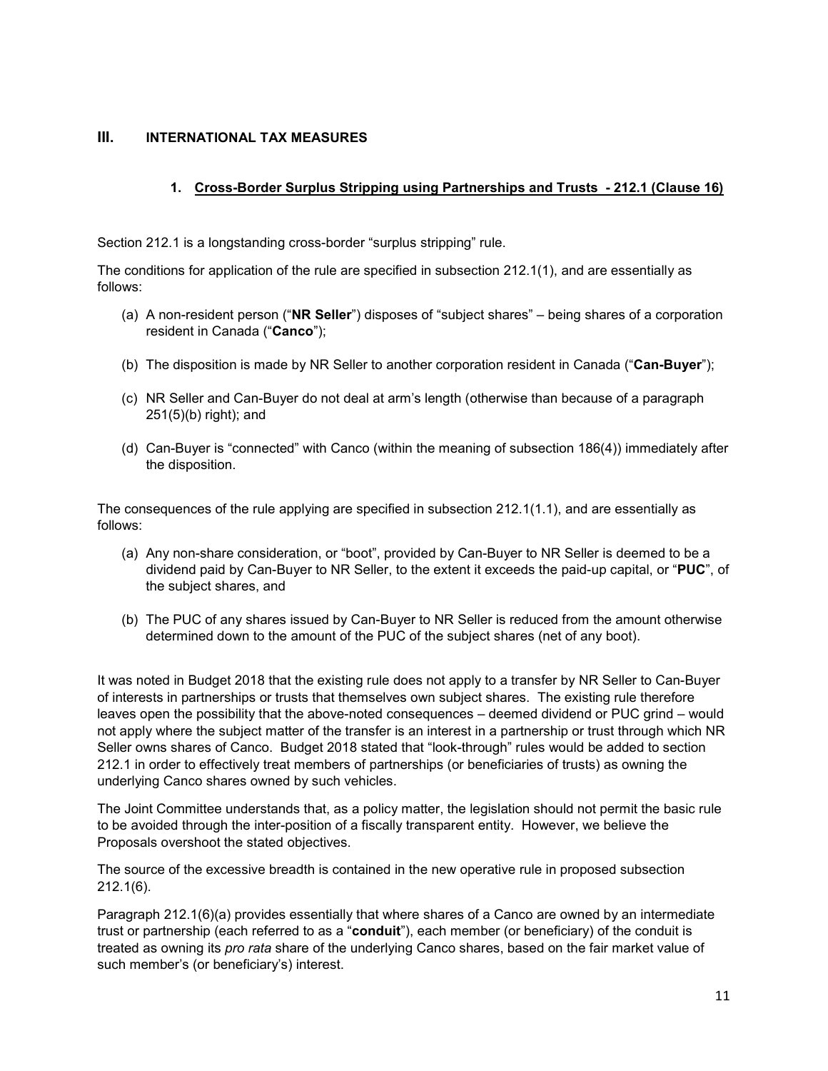## III. INTERNATIONAL TAX MEASURES

### 1. Cross-Border Surplus Stripping using Partnerships and Trusts - 212.1 (Clause 16)

Section 212.1 is a longstanding cross-border "surplus stripping" rule.

The conditions for application of the rule are specified in subsection 212.1(1), and are essentially as follows:

(a) A non-resident person ("**NR Seller**") disposes of "subject shares" – being shares of a corporation resident in Canada ("**Canco**");

(b) The disposition is made by NR Seller to another corporation resident in Canada ("**Can-Buyer**");

(c) NR Seller and Can-Buyer do not deal at arm's length (otherwise than because of a paragraph 251(5)(b) right); and

(d) Can-Buyer is "connected" with Canco (within the meaning of subsection 186(4)) immediately after the disposition.

The consequences of the rule applying are specified in subsection 212.1(1.1), and are essentially as follows:

(a) Any non-share consideration, or "boot", provided by Can-Buyer to NR Seller is deemed to be a dividend paid by Can-Buyer to NR Seller, to the extent it exceeds the paid-up capital, or "**PUC**", of the subject shares, and

(b) The PUC of any shares issued by Can-Buyer to NR Seller is reduced from the amount otherwise determined down to the amount of the PUC of the subject shares (net of any boot).

It was noted in Budget 2018 that the existing rule does not apply to a transfer by NR Seller to Can-Buyer of interests in partnerships or trusts that themselves own subject shares. The existing rule therefore leaves open the possibility that the above-noted consequences – deemed dividend or PUC grind – would not apply where the subject matter of the transfer is an interest in a partnership or trust through which NR Seller owns shares of Canco. Budget 2018 stated that "look-through" rules would be added to section 212.1 in order to effectively treat members of partnerships (or beneficiaries of trusts) as owning the underlying Canco shares owned by such vehicles.

The Joint Committee understands that, as a policy matter, the legislation should not permit the basic rule to be avoided through the inter-position of a fiscally transparent entity. However, we believe the Proposals overshoot the stated objectives.

The source of the excessive breadth is contained in the new operative rule in proposed subsection 212.1(6).

Paragraph 212.1(6)(a) provides essentially that where shares of a Canco are owned by an intermediate trust or partnership (each referred to as a "**conduit**"), each member (or beneficiary) of the conduit is treated as owning its *pro rata* share of the underlying Canco shares, based on the fair market value of such member's (or beneficiary's) interest.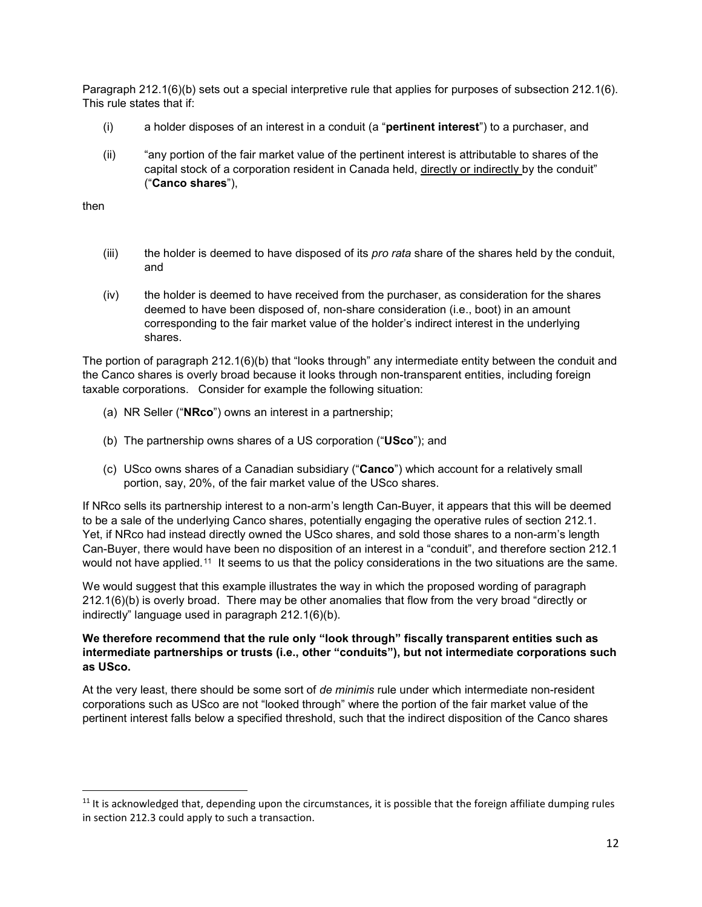Paragraph 212.1(6)(b) sets out a special interpretive rule that applies for purposes of subsection 212.1(6). This rule states that if:

(i) a holder disposes of an interest in a conduit (a "**pertinent interest**") to a purchaser, and

(ii) "any portion of the fair market value of the pertinent interest is attributable to shares of the capital stock of a corporation resident in Canada held, directly or indirectly by the conduit" ("**Canco shares**"),

then

(iii) the holder is deemed to have disposed of its *pro rata* share of the shares held by the conduit, and

(iv) the holder is deemed to have received from the purchaser, as consideration for the shares deemed to have been disposed of, non-share consideration (i.e., boot) in an amount corresponding to the fair market value of the holder's indirect interest in the underlying shares.

The portion of paragraph 212.1(6)(b) that "looks through" any intermediate entity between the conduit and the Canco shares is overly broad because it looks through non-transparent entities, including foreign taxable corporations. Consider for example the following situation:

(a) NR Seller ("**NRco**") owns an interest in a partnership;

(b) The partnership owns shares of a US corporation ("**USco**"); and

(c) USco owns shares of a Canadian subsidiary ("**Canco**") which account for a relatively small portion, say, 20%, of the fair market value of the USco shares.

If NRco sells its partnership interest to a non-arm's length Can-Buyer, it appears that this will be deemed to be a sale of the underlying Canco shares, potentially engaging the operative rules of section 212.1. Yet, if NRco had instead directly owned the USco shares, and sold those shares to a non-arm's length Can-Buyer, there would have been no disposition of an interest in a "conduit", and therefore section 212.1 would not have applied.[11] It seems to us that the policy considerations in the two situations are the same.

We would suggest that this example illustrates the way in which the proposed wording of paragraph 212.1(6)(b) is overly broad. There may be other anomalies that flow from the very broad "directly or indirectly" language used in paragraph 212.1(6)(b).

**We therefore recommend that the rule only "look through" fiscally transparent entities such as intermediate partnerships or trusts (i.e., other "conduits"), but not intermediate corporations such as USco.**

At the very least, there should be some sort of *de minimis* rule under which intermediate non-resident corporations such as USco are not "looked through" where the portion of the fair market value of the pertinent interest falls below a specified threshold, such that the indirect disposition of the Canco shares

[11] It is acknowledged that, depending upon the circumstances, it is possible that the foreign affiliate dumping rules in section 212.3 could apply to such a transaction.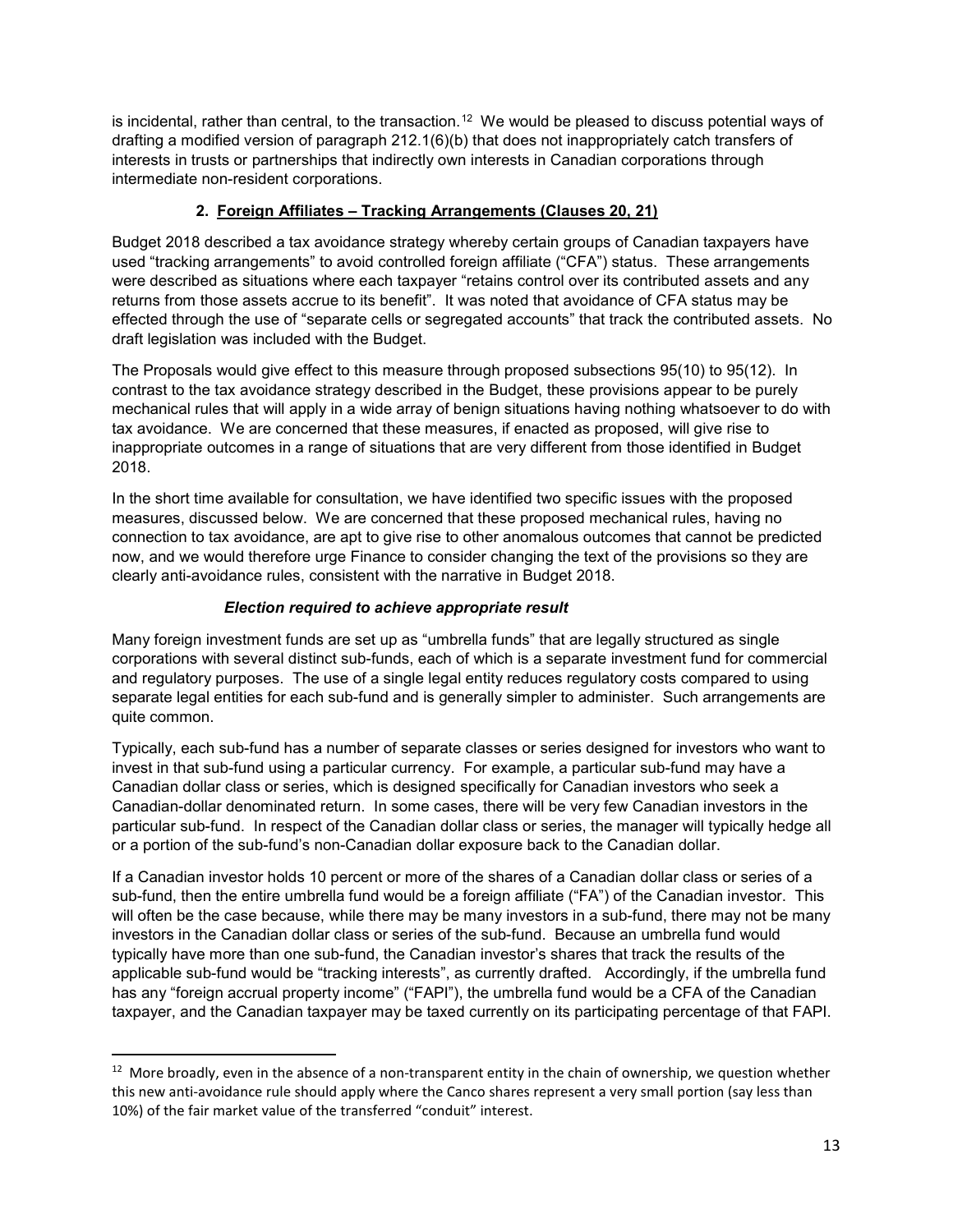is incidental, rather than central, to the transaction.[12] We would be pleased to discuss potential ways of drafting a modified version of paragraph 212.1(6)(b) that does not inappropriately catch transfers of interests in trusts or partnerships that indirectly own interests in Canadian corporations through intermediate non-resident corporations.

## 2. Foreign Affiliates – Tracking Arrangements (Clauses 20, 21)

Budget 2018 described a tax avoidance strategy whereby certain groups of Canadian taxpayers have used "tracking arrangements" to avoid controlled foreign affiliate ("CFA") status. These arrangements were described as situations where each taxpayer "retains control over its contributed assets and any returns from those assets accrue to its benefit". It was noted that avoidance of CFA status may be effected through the use of "separate cells or segregated accounts" that track the contributed assets. No draft legislation was included with the Budget.

The Proposals would give effect to this measure through proposed subsections 95(10) to 95(12). In contrast to the tax avoidance strategy described in the Budget, these provisions appear to be purely mechanical rules that will apply in a wide array of benign situations having nothing whatsoever to do with tax avoidance. We are concerned that these measures, if enacted as proposed, will give rise to inappropriate outcomes in a range of situations that are very different from those identified in Budget 2018.

In the short time available for consultation, we have identified two specific issues with the proposed measures, discussed below. We are concerned that these proposed mechanical rules, having no connection to tax avoidance, are apt to give rise to other anomalous outcomes that cannot be predicted now, and we would therefore urge Finance to consider changing the text of the provisions so they are clearly anti-avoidance rules, consistent with the narrative in Budget 2018.

### *Election required to achieve appropriate result*

Many foreign investment funds are set up as "umbrella funds" that are legally structured as single corporations with several distinct sub-funds, each of which is a separate investment fund for commercial and regulatory purposes. The use of a single legal entity reduces regulatory costs compared to using separate legal entities for each sub-fund and is generally simpler to administer. Such arrangements are quite common.

Typically, each sub-fund has a number of separate classes or series designed for investors who want to invest in that sub-fund using a particular currency. For example, a particular sub-fund may have a Canadian dollar class or series, which is designed specifically for Canadian investors who seek a Canadian-dollar denominated return. In some cases, there will be very few Canadian investors in the particular sub-fund. In respect of the Canadian dollar class or series, the manager will typically hedge all or a portion of the sub-fund's non-Canadian dollar exposure back to the Canadian dollar.

If a Canadian investor holds 10 percent or more of the shares of a Canadian dollar class or series of a sub-fund, then the entire umbrella fund would be a foreign affiliate ("FA") of the Canadian investor. This will often be the case because, while there may be many investors in a sub-fund, there may not be many investors in the Canadian dollar class or series of the sub-fund. Because an umbrella fund would typically have more than one sub-fund, the Canadian investor's shares that track the results of the applicable sub-fund would be "tracking interests", as currently drafted. Accordingly, if the umbrella fund has any "foreign accrual property income" ("FAPI"), the umbrella fund would be a CFA of the Canadian taxpayer, and the Canadian taxpayer may be taxed currently on its participating percentage of that FAPI.

---

[12] More broadly, even in the absence of a non-transparent entity in the chain of ownership, we question whether this new anti-avoidance rule should apply where the Canco shares represent a very small portion (say less than 10%) of the fair market value of the transferred "conduit" interest.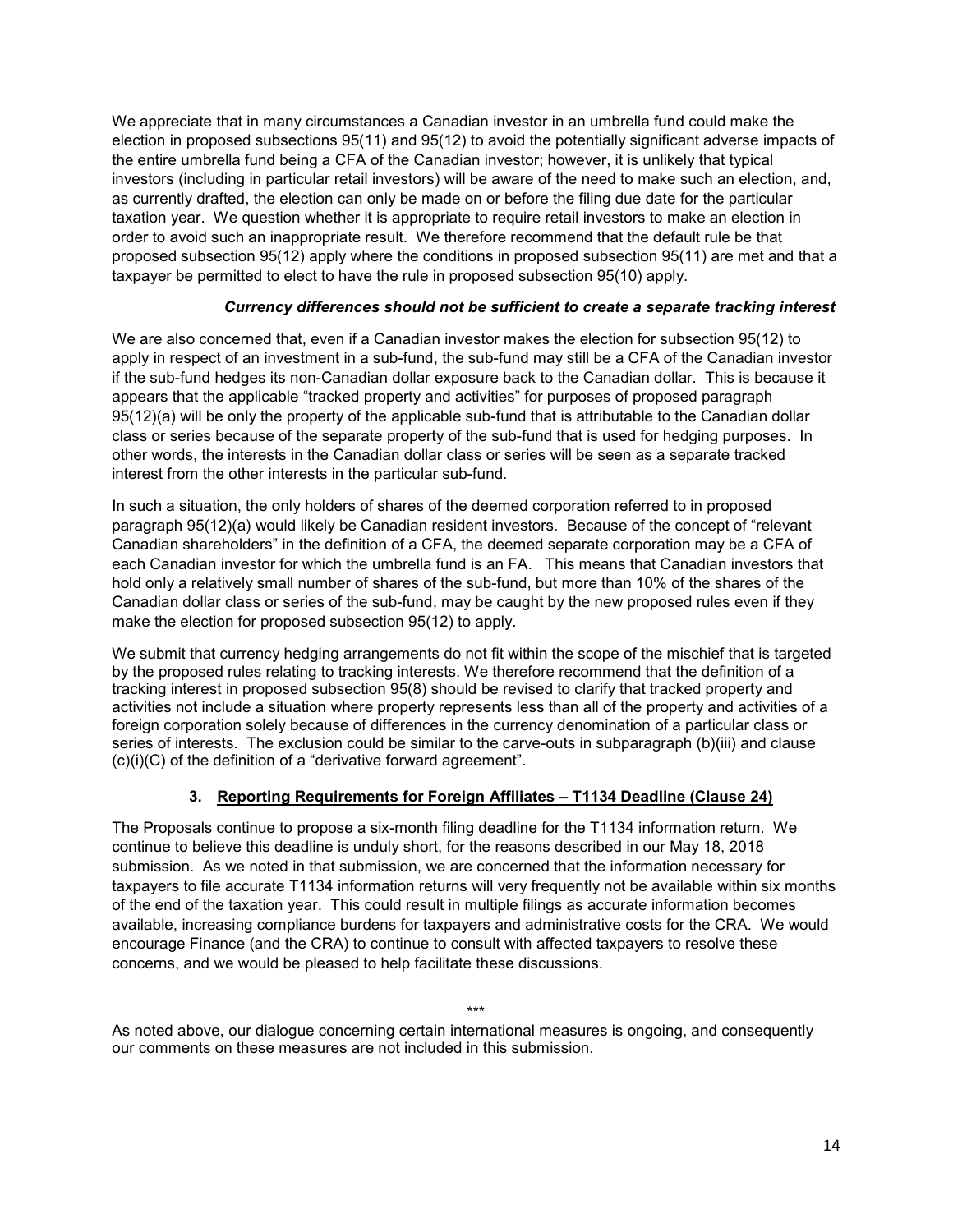We appreciate that in many circumstances a Canadian investor in an umbrella fund could make the election in proposed subsections 95(11) and 95(12) to avoid the potentially significant adverse impacts of the entire umbrella fund being a CFA of the Canadian investor; however, it is unlikely that typical investors (including in particular retail investors) will be aware of the need to make such an election, and, as currently drafted, the election can only be made on or before the filing due date for the particular taxation year. We question whether it is appropriate to require retail investors to make an election in order to avoid such an inappropriate result. We therefore recommend that the default rule be that proposed subsection 95(12) apply where the conditions in proposed subsection 95(11) are met and that a taxpayer be permitted to elect to have the rule in proposed subsection 95(10) apply.

***Currency differences should not be sufficient to create a separate tracking interest***

We are also concerned that, even if a Canadian investor makes the election for subsection 95(12) to apply in respect of an investment in a sub-fund, the sub-fund may still be a CFA of the Canadian investor if the sub-fund hedges its non-Canadian dollar exposure back to the Canadian dollar. This is because it appears that the applicable "tracked property and activities" for purposes of proposed paragraph 95(12)(a) will be only the property of the applicable sub-fund that is attributable to the Canadian dollar class or series because of the separate property of the sub-fund that is used for hedging purposes. In other words, the interests in the Canadian dollar class or series will be seen as a separate tracked interest from the other interests in the particular sub-fund.

In such a situation, the only holders of shares of the deemed corporation referred to in proposed paragraph 95(12)(a) would likely be Canadian resident investors. Because of the concept of "relevant Canadian shareholders" in the definition of a CFA, the deemed separate corporation may be a CFA of each Canadian investor for which the umbrella fund is an FA. This means that Canadian investors that hold only a relatively small number of shares of the sub-fund, but more than 10% of the shares of the Canadian dollar class or series of the sub-fund, may be caught by the new proposed rules even if they make the election for proposed subsection 95(12) to apply.

We submit that currency hedging arrangements do not fit within the scope of the mischief that is targeted by the proposed rules relating to tracking interests. We therefore recommend that the definition of a tracking interest in proposed subsection 95(8) should be revised to clarify that tracked property and activities not include a situation where property represents less than all of the property and activities of a foreign corporation solely because of differences in the currency denomination of a particular class or series of interests. The exclusion could be similar to the carve-outs in subparagraph (b)(iii) and clause (c)(i)(C) of the definition of a "derivative forward agreement".

### 3. <u>Reporting Requirements for Foreign Affiliates – T1134 Deadline (Clause 24)</u>

The Proposals continue to propose a six-month filing deadline for the T1134 information return. We continue to believe this deadline is unduly short, for the reasons described in our May 18, 2018 submission. As we noted in that submission, we are concerned that the information necessary for taxpayers to file accurate T1134 information returns will very frequently not be available within six months of the end of the taxation year. This could result in multiple filings as accurate information becomes available, increasing compliance burdens for taxpayers and administrative costs for the CRA. We would encourage Finance (and the CRA) to continue to consult with affected taxpayers to resolve these concerns, and we would be pleased to help facilitate these discussions.

\*\*\*

As noted above, our dialogue concerning certain international measures is ongoing, and consequently our comments on these measures are not included in this submission.